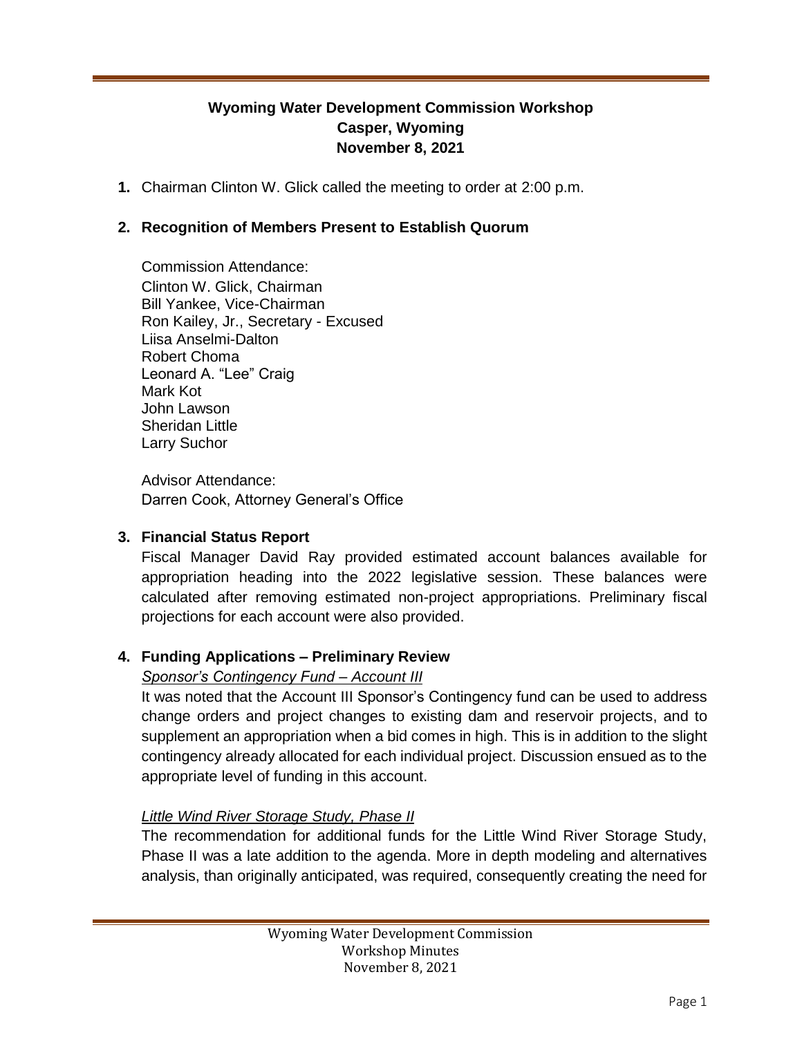# Wyoming Water Development Commission Workshop
## Casper, Wyoming
## November 8, 2021

**1.** Chairman Clinton W. Glick called the meeting to order at 2:00 p.m.

**2. Recognition of Members Present to Establish Quorum**

Commission Attendance:
Clinton W. Glick, Chairman
Bill Yankee, Vice-Chairman
Ron Kailey, Jr., Secretary - Excused
Liisa Anselmi-Dalton
Robert Choma
Leonard A. "Lee" Craig
Mark Kot
John Lawson
Sheridan Little
Larry Suchor

Advisor Attendance:
Darren Cook, Attorney General's Office

**3. Financial Status Report**

Fiscal Manager David Ray provided estimated account balances available for appropriation heading into the 2022 legislative session. These balances were calculated after removing estimated non-project appropriations. Preliminary fiscal projections for each account were also provided.

**4. Funding Applications – Preliminary Review**

*Sponsor's Contingency Fund – Account III*

It was noted that the Account III Sponsor's Contingency fund can be used to address change orders and project changes to existing dam and reservoir projects, and to supplement an appropriation when a bid comes in high. This is in addition to the slight contingency already allocated for each individual project. Discussion ensued as to the appropriate level of funding in this account.

*Little Wind River Storage Study, Phase II*

The recommendation for additional funds for the Little Wind River Storage Study, Phase II was a late addition to the agenda. More in depth modeling and alternatives analysis, than originally anticipated, was required, consequently creating the need for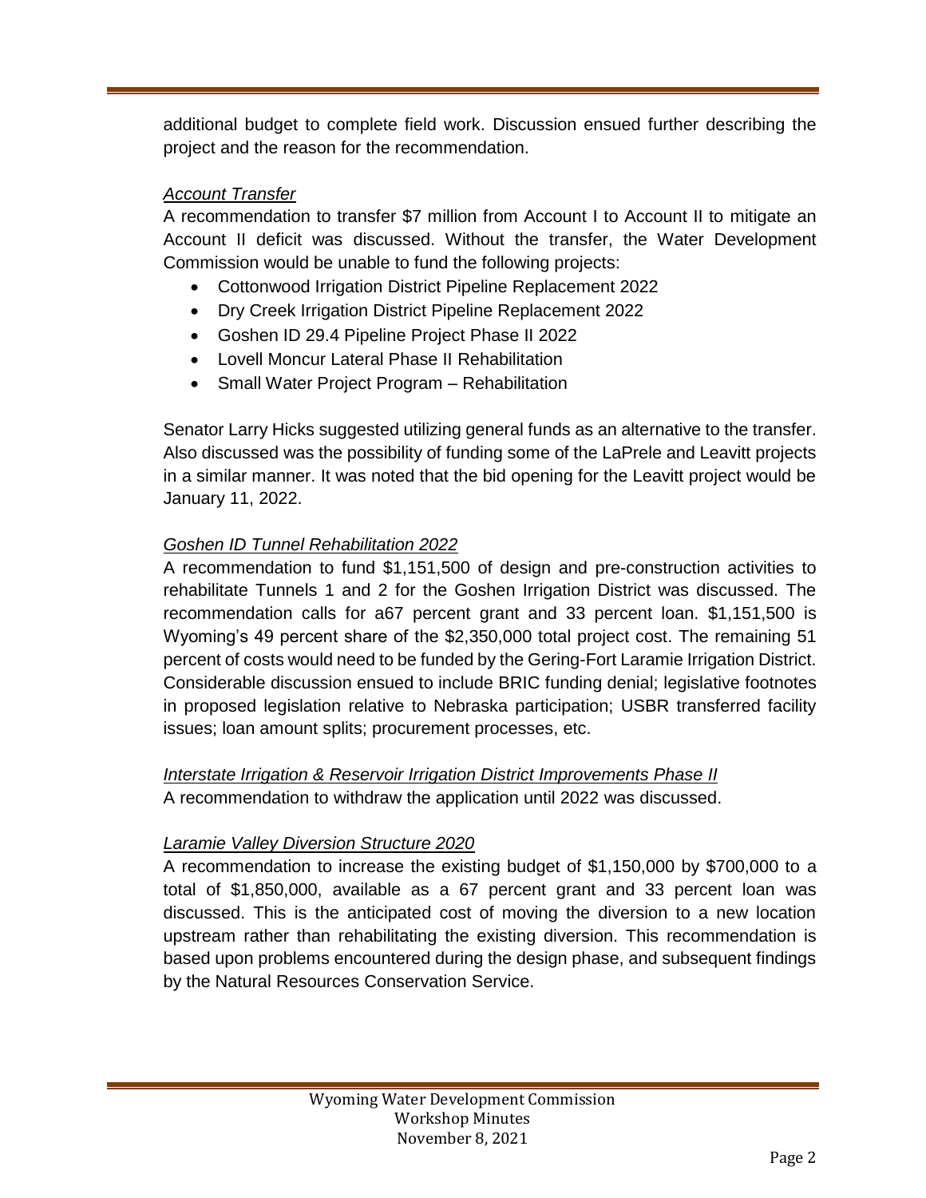additional budget to complete field work. Discussion ensued further describing the project and the reason for the recommendation.

*Account Transfer*

A recommendation to transfer $7 million from Account I to Account II to mitigate an Account II deficit was discussed. Without the transfer, the Water Development Commission would be unable to fund the following projects:

- Cottonwood Irrigation District Pipeline Replacement 2022
- Dry Creek Irrigation District Pipeline Replacement 2022
- Goshen ID 29.4 Pipeline Project Phase II 2022
- Lovell Moncur Lateral Phase II Rehabilitation
- Small Water Project Program – Rehabilitation

Senator Larry Hicks suggested utilizing general funds as an alternative to the transfer. Also discussed was the possibility of funding some of the LaPrele and Leavitt projects in a similar manner. It was noted that the bid opening for the Leavitt project would be January 11, 2022.

*Goshen ID Tunnel Rehabilitation 2022*

A recommendation to fund $1,151,500 of design and pre-construction activities to rehabilitate Tunnels 1 and 2 for the Goshen Irrigation District was discussed. The recommendation calls for a67 percent grant and 33 percent loan. $1,151,500 is Wyoming's 49 percent share of the $2,350,000 total project cost. The remaining 51 percent of costs would need to be funded by the Gering-Fort Laramie Irrigation District. Considerable discussion ensued to include BRIC funding denial; legislative footnotes in proposed legislation relative to Nebraska participation; USBR transferred facility issues; loan amount splits; procurement processes, etc.

*Interstate Irrigation & Reservoir Irrigation District Improvements Phase II*

A recommendation to withdraw the application until 2022 was discussed.

*Laramie Valley Diversion Structure 2020*

A recommendation to increase the existing budget of $1,150,000 by $700,000 to a total of $1,850,000, available as a 67 percent grant and 33 percent loan was discussed. This is the anticipated cost of moving the diversion to a new location upstream rather than rehabilitating the existing diversion. This recommendation is based upon problems encountered during the design phase, and subsequent findings by the Natural Resources Conservation Service.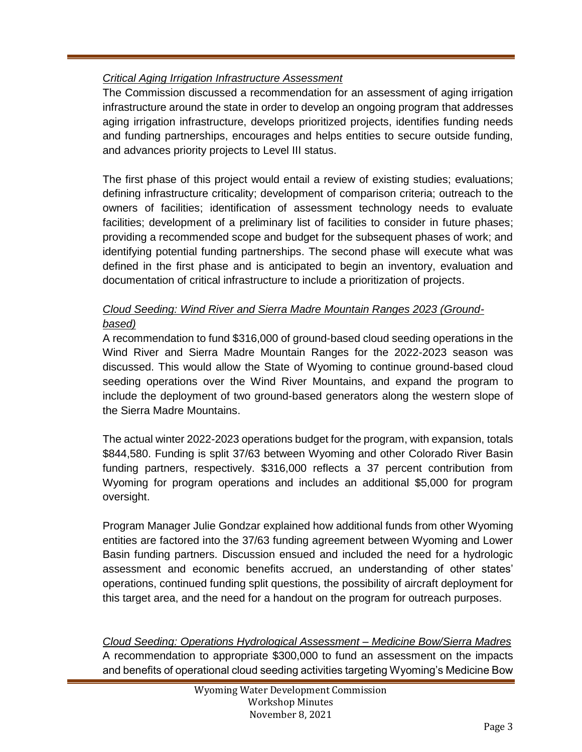*Critical Aging Irrigation Infrastructure Assessment*

The Commission discussed a recommendation for an assessment of aging irrigation infrastructure around the state in order to develop an ongoing program that addresses aging irrigation infrastructure, develops prioritized projects, identifies funding needs and funding partnerships, encourages and helps entities to secure outside funding, and advances priority projects to Level III status.

The first phase of this project would entail a review of existing studies; evaluations; defining infrastructure criticality; development of comparison criteria; outreach to the owners of facilities; identification of assessment technology needs to evaluate facilities; development of a preliminary list of facilities to consider in future phases; providing a recommended scope and budget for the subsequent phases of work; and identifying potential funding partnerships. The second phase will execute what was defined in the first phase and is anticipated to begin an inventory, evaluation and documentation of critical infrastructure to include a prioritization of projects.

*Cloud Seeding: Wind River and Sierra Madre Mountain Ranges 2023 (Ground-based)*

A recommendation to fund $316,000 of ground-based cloud seeding operations in the Wind River and Sierra Madre Mountain Ranges for the 2022-2023 season was discussed. This would allow the State of Wyoming to continue ground-based cloud seeding operations over the Wind River Mountains, and expand the program to include the deployment of two ground-based generators along the western slope of the Sierra Madre Mountains.

The actual winter 2022-2023 operations budget for the program, with expansion, totals $844,580. Funding is split 37/63 between Wyoming and other Colorado River Basin funding partners, respectively. $316,000 reflects a 37 percent contribution from Wyoming for program operations and includes an additional $5,000 for program oversight.

Program Manager Julie Gondzar explained how additional funds from other Wyoming entities are factored into the 37/63 funding agreement between Wyoming and Lower Basin funding partners. Discussion ensued and included the need for a hydrologic assessment and economic benefits accrued, an understanding of other states' operations, continued funding split questions, the possibility of aircraft deployment for this target area, and the need for a handout on the program for outreach purposes.

*Cloud Seeding: Operations Hydrological Assessment – Medicine Bow/Sierra Madres*

A recommendation to appropriate $300,000 to fund an assessment on the impacts and benefits of operational cloud seeding activities targeting Wyoming's Medicine Bow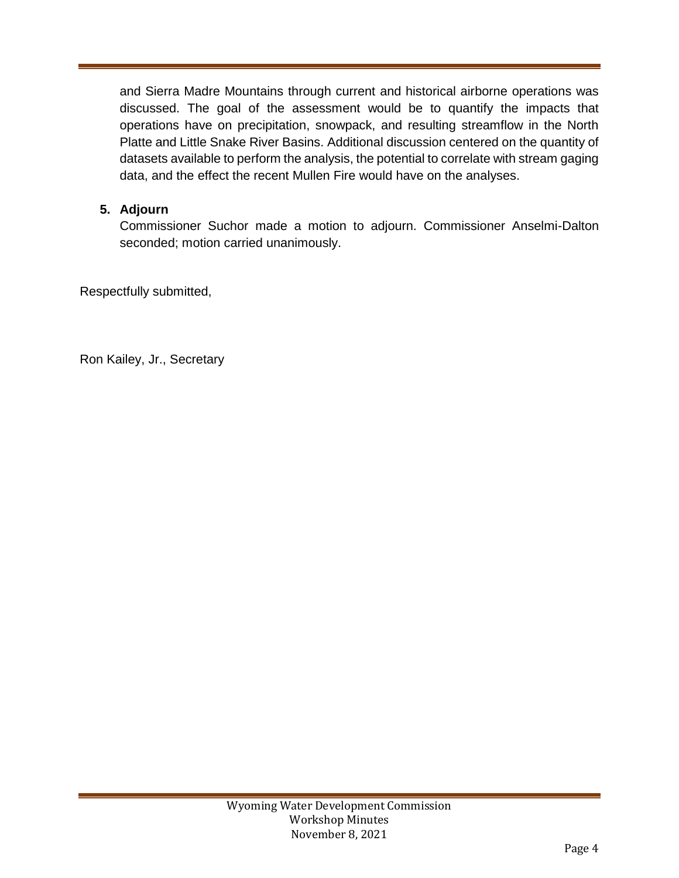and Sierra Madre Mountains through current and historical airborne operations was discussed. The goal of the assessment would be to quantify the impacts that operations have on precipitation, snowpack, and resulting streamflow in the North Platte and Little Snake River Basins. Additional discussion centered on the quantity of datasets available to perform the analysis, the potential to correlate with stream gaging data, and the effect the recent Mullen Fire would have on the analyses.

**5. Adjourn**

Commissioner Suchor made a motion to adjourn. Commissioner Anselmi-Dalton seconded; motion carried unanimously.

Respectfully submitted,

Ron Kailey, Jr., Secretary